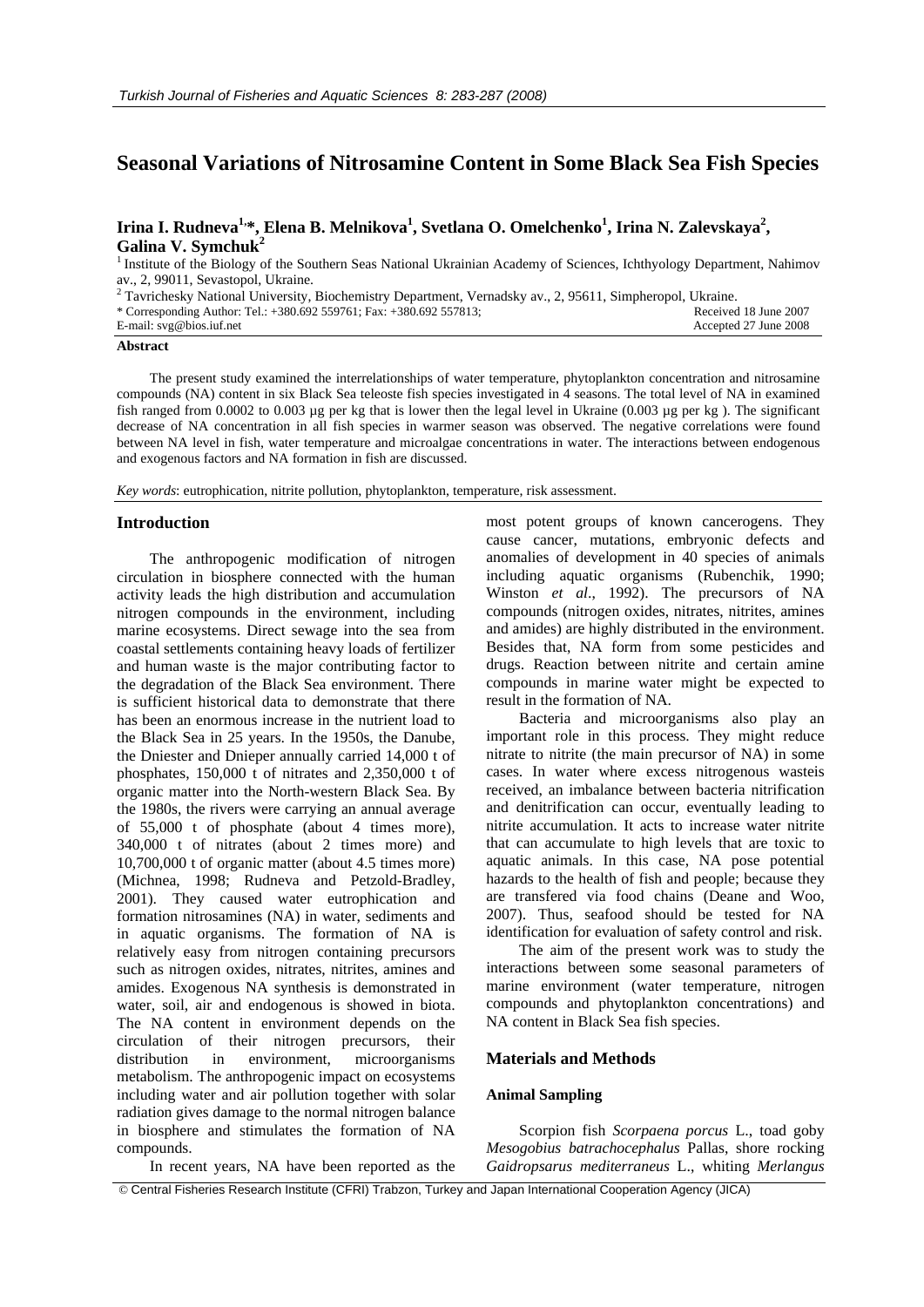# Seasonal Variations of Nitrosamine Content in Some Black Sea Fish Species

**Irina I. Rudneva[1,*], Elena B. Melnikova[1], Svetlana O. Omelchenko[1], Irina N. Zalevskaya[2], Galina V. Symchuk[2]**

[1] Institute of the Biology of the Southern Seas National Ukrainian Academy of Sciences, Ichthyology Department, Nahimov av., 2, 99011, Sevastopol, Ukraine.

[2] Tavrichesky National University, Biochemistry Department, Vernadsky av., 2, 95611, Simpheropol, Ukraine.

\* Corresponding Author: Tel.: +380.692 559761; Fax: +380.692 557813; E-mail: svg@bios.iuf.net

Received 18 June 2007
Accepted 27 June 2008

## Abstract

The present study examined the interrelationships of water temperature, phytoplankton concentration and nitrosamine compounds (NA) content in six Black Sea teleoste fish species investigated in 4 seasons. The total level of NA in examined fish ranged from 0.0002 to 0.003 µg per kg that is lower then the legal level in Ukraine (0.003 µg per kg ). The significant decrease of NA concentration in all fish species in warmer season was observed. The negative correlations were found between NA level in fish, water temperature and microalgae concentrations in water. The interactions between endogenous and exogenous factors and NA formation in fish are discussed.

*Key words*: eutrophication, nitrite pollution, phytoplankton, temperature, risk assessment.

## Introduction

The anthropogenic modification of nitrogen circulation in biosphere connected with the human activity leads the high distribution and accumulation nitrogen compounds in the environment, including marine ecosystems. Direct sewage into the sea from coastal settlements containing heavy loads of fertilizer and human waste is the major contributing factor to the degradation of the Black Sea environment. There is sufficient historical data to demonstrate that there has been an enormous increase in the nutrient load to the Black Sea in 25 years. In the 1950s, the Danube, the Dniester and Dnieper annually carried 14,000 t of phosphates, 150,000 t of nitrates and 2,350,000 t of organic matter into the North-western Black Sea. By the 1980s, the rivers were carrying an annual average of 55,000 t of phosphate (about 4 times more), 340,000 t of nitrates (about 2 times more) and 10,700,000 t of organic matter (about 4.5 times more) (Michnea, 1998; Rudneva and Petzold-Bradley, 2001). They caused water eutrophication and formation nitrosamines (NA) in water, sediments and in aquatic organisms. The formation of NA is relatively easy from nitrogen containing precursors such as nitrogen oxides, nitrates, nitrites, amines and amides. Exogenous NA synthesis is demonstrated in water, soil, air and endogenous is showed in biota. The NA content in environment depends on the circulation of their nitrogen precursors, their distribution in environment, microorganisms metabolism. The anthropogenic impact on ecosystems including water and air pollution together with solar radiation gives damage to the normal nitrogen balance in biosphere and stimulates the formation of NA compounds.

In recent years, NA have been reported as the most potent groups of known cancerogens. They cause cancer, mutations, embryonic defects and anomalies of development in 40 species of animals including aquatic organisms (Rubenchik, 1990; Winston *et al*., 1992). The precursors of NA compounds (nitrogen oxides, nitrates, nitrites, amines and amides) are highly distributed in the environment. Besides that, NA form from some pesticides and drugs. Reaction between nitrite and certain amine compounds in marine water might be expected to result in the formation of NA.

Bacteria and microorganisms also play an important role in this process. They might reduce nitrate to nitrite (the main precursor of NA) in some cases. In water where excess nitrogenous wasteis received, an imbalance between bacteria nitrification and denitrification can occur, eventually leading to nitrite accumulation. It acts to increase water nitrite that can accumulate to high levels that are toxic to aquatic animals. In this case, NA pose potential hazards to the health of fish and people; because they are transfered via food chains (Deane and Woo, 2007). Thus, seafood should be tested for NA identification for evaluation of safety control and risk.

The aim of the present work was to study the interactions between some seasonal parameters of marine environment (water temperature, nitrogen compounds and phytoplankton concentrations) and NA content in Black Sea fish species.

## Materials and Methods

### Animal Sampling

Scorpion fish *Scorpaena porcus* L., toad goby *Mesogobius batrachocephalus* Pallas, shore rocking *Gaidropsarus mediterraneus* L., whiting *Merlangus*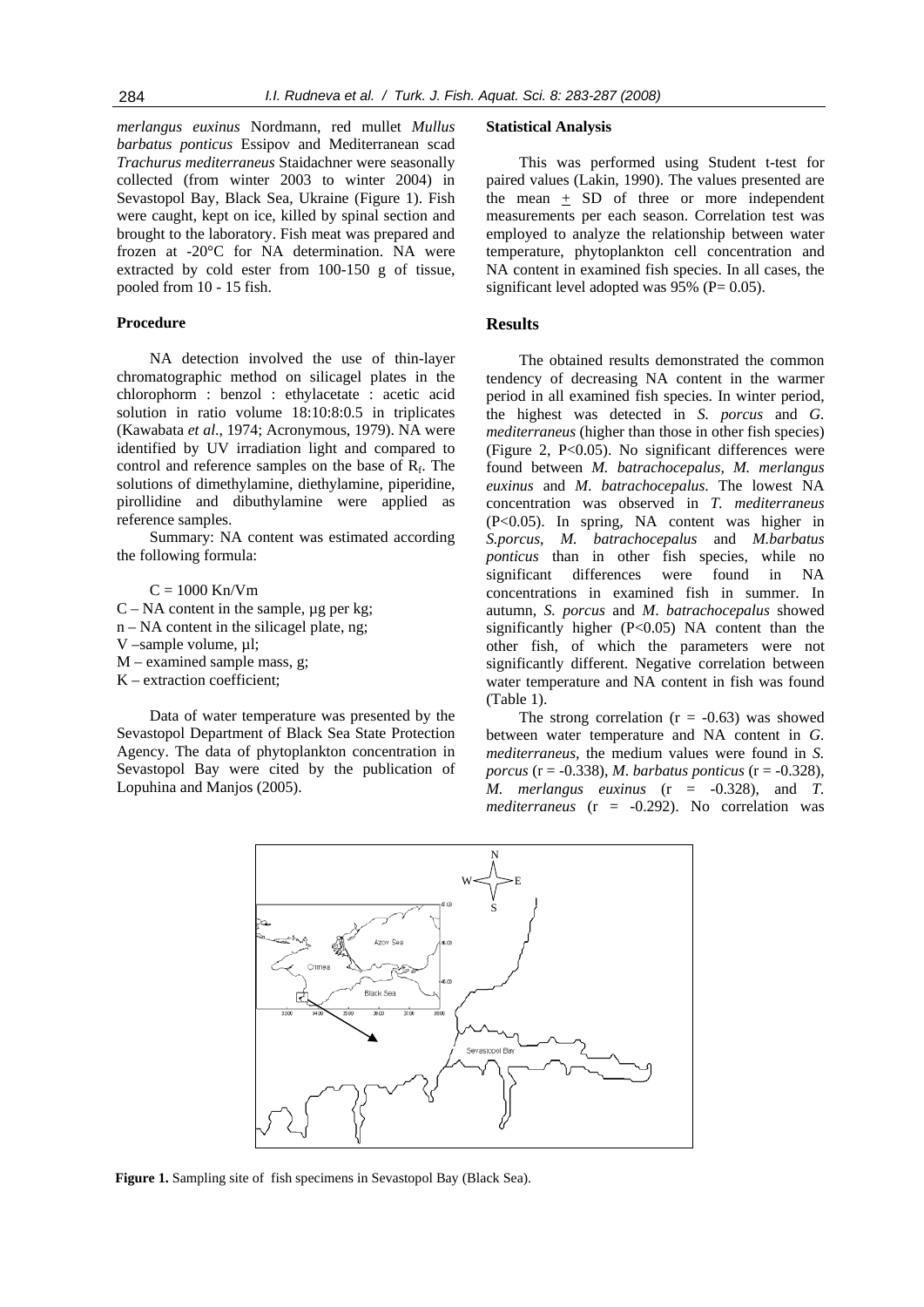*merlangus euxinus* Nordmann, red mullet *Mullus barbatus ponticus* Essipov and Mediterranean scad *Trachurus mediterraneus* Staidachner were seasonally collected (from winter 2003 to winter 2004) in Sevastopol Bay, Black Sea, Ukraine (Figure 1). Fish were caught, kept on ice, killed by spinal section and brought to the laboratory. Fish meat was prepared and frozen at -20°C for NA determination. NA were extracted by cold ester from 100-150 g of tissue, pooled from 10 - 15 fish.

### Procedure

NA detection involved the use of thin-layer chromatographic method on silicagel plates in the chlorophorm : benzol : ethylacetate : acetic acid solution in ratio volume 18:10:8:0.5 in triplicates (Kawabata *et al*., 1974; Acronymous, 1979). NA were identified by UV irradiation light and compared to control and reference samples on the base of $R_f$. The solutions of dimethylamine, diethylamine, piperidine, pirollidine and dibuthylamine were applied as reference samples.

Summary: NA content was estimated according the following formula:

$$C = 1000\ Kn/Vm$$

C – NA content in the sample, µg per kg;
n – NA content in the silicagel plate, ng;
V –sample volume, µl;
M – examined sample mass, g;
K – extraction coefficient;

Data of water temperature was presented by the Sevastopol Department of Black Sea State Protection Agency. The data of phytoplankton concentration in Sevastopol Bay were cited by the publication of Lopuhina and Manjos (2005).

### Statistical Analysis

This was performed using Student t-test for paired values (Lakin, 1990). The values presented are the mean ± SD of three or more independent measurements per each season. Correlation test was employed to analyze the relationship between water temperature, phytoplankton cell concentration and NA content in examined fish species. In all cases, the significant level adopted was 95% (P= 0.05).

## Results

The obtained results demonstrated the common tendency of decreasing NA content in the warmer period in all examined fish species. In winter period, the highest was detected in *S. porcus* and *G. mediterraneus* (higher than those in other fish species) (Figure 2, P<0.05). No significant differences were found between *M. batrachocepalus, M. merlangus euxinus* and *M. batrachocepalus*. The lowest NA concentration was observed in *T. mediterraneus* (P<0.05). In spring, NA content was higher in *S.porcus*, *M. batrachocepalus* and *M.barbatus ponticus* than in other fish species, while no significant differences were found in NA concentrations in examined fish in summer. In autumn, *S. porcus* and *M. batrachocepalus* showed significantly higher (P<0.05) NA content than the other fish, of which the parameters were not significantly different. Negative correlation between water temperature and NA content in fish was found (Table 1).

The strong correlation (r = -0.63) was showed between water temperature and NA content in *G. mediterraneus*, the medium values were found in *S. porcus* (r = -0.338), *M. barbatus ponticus* (r = -0.328), *M. merlangus euxinus* (r = -0.328), and *T. mediterraneus* (r = -0.292). No correlation was

**Figure 1.** Sampling site of fish specimens in Sevastopol Bay (Black Sea).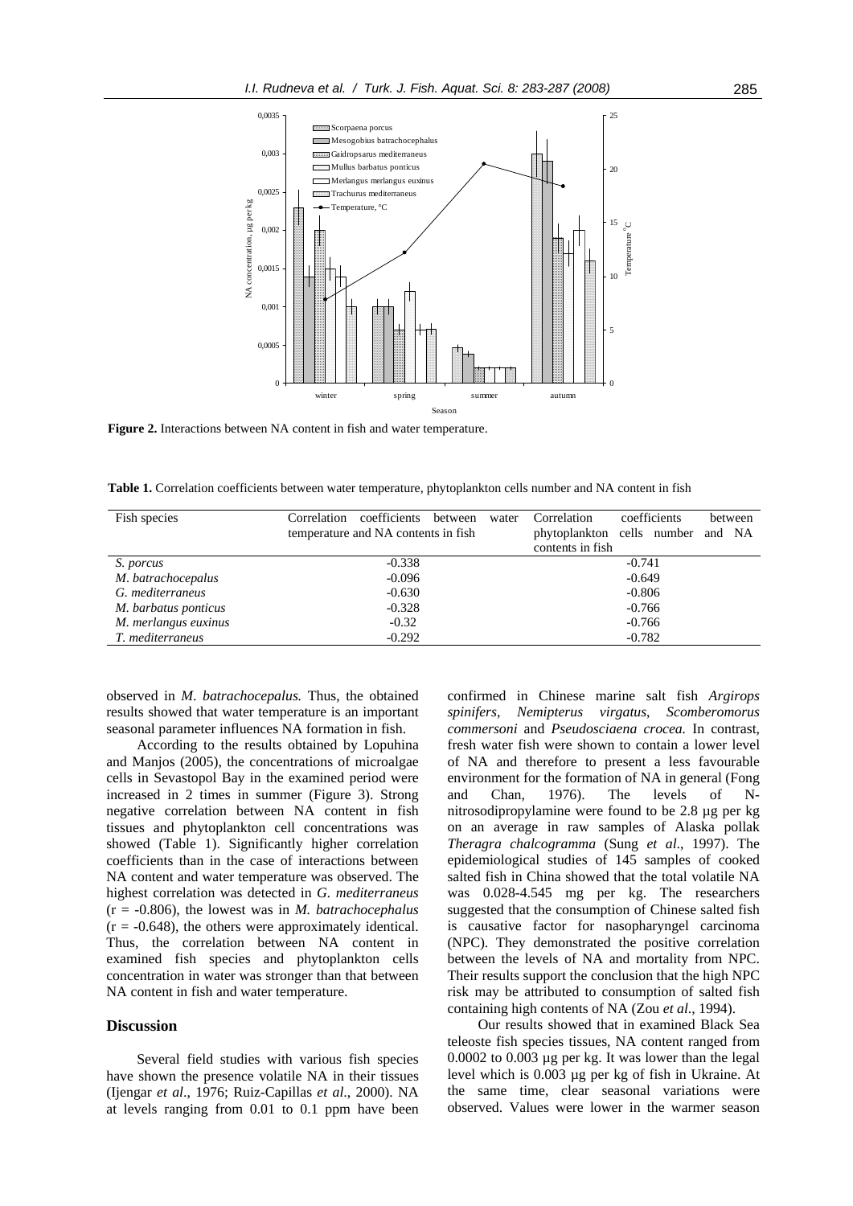**Figure 2.** Interactions between NA content in fish and water temperature.

**Table 1.** Correlation coefficients between water temperature, phytoplankton cells number and NA content in fish

| Fish species | Correlation coefficients between water temperature and NA contents in fish | Correlation coefficients between phytoplankton cells number and NA contents in fish |
|---|---|---|
| *S. porcus* | -0.338 | -0.741 |
| *M. batrachocepalus* | -0.096 | -0.649 |
| *G. mediterraneus* | -0.630 | -0.806 |
| *M. barbatus ponticus* | -0.328 | -0.766 |
| *M. merlangus euxinus* | -0.32 | -0.766 |
| *T. mediterraneus* | -0.292 | -0.782 |

observed in *M. batrachocepalus.* Thus, the obtained results showed that water temperature is an important seasonal parameter influences NA formation in fish.

According to the results obtained by Lopuhina and Manjos (2005), the concentrations of microalgae cells in Sevastopol Bay in the examined period were increased in 2 times in summer (Figure 3). Strong negative correlation between NA content in fish tissues and phytoplankton cell concentrations was showed (Table 1). Significantly higher correlation coefficients than in the case of interactions between NA content and water temperature was observed. The highest correlation was detected in *G. mediterraneus* ($r = -0.806$), the lowest was in *M. batrachocephalus* ($r = -0.648$), the others were approximately identical. Thus, the correlation between NA content in examined fish species and phytoplankton cells concentration in water was stronger than that between NA content in fish and water temperature.

## Discussion

Several field studies with various fish species have shown the presence volatile NA in their tissues (Ijengar *et al*., 1976; Ruiz-Capillas *et al*., 2000). NA at levels ranging from 0.01 to 0.1 ppm have been confirmed in Chinese marine salt fish *Argirops spinifers*, *Nemipterus virgatus*, *Scomberomorus commersoni* and *Pseudosciaena crocea.* In contrast, fresh water fish were shown to contain a lower level of NA and therefore to present a less favourable environment for the formation of NA in general (Fong and Chan, 1976). The levels of N-nitrosodipropylamine were found to be 2.8 µg per kg on an average in raw samples of Alaska pollak *Theragra chalcogramma* (Sung *et al*., 1997). The epidemiological studies of 145 samples of cooked salted fish in China showed that the total volatile NA was 0.028-4.545 mg per kg. The researchers suggested that the consumption of Chinese salted fish is causative factor for nasopharyngel carcinoma (NPC). They demonstrated the positive correlation between the levels of NA and mortality from NPC. Their results support the conclusion that the high NPC risk may be attributed to consumption of salted fish containing high contents of NA (Zou *et al*., 1994).

Our results showed that in examined Black Sea teleoste fish species tissues, NA content ranged from 0.0002 to 0.003 µg per kg. It was lower than the legal level which is 0.003 µg per kg of fish in Ukraine. At the same time, clear seasonal variations were observed. Values were lower in the warmer season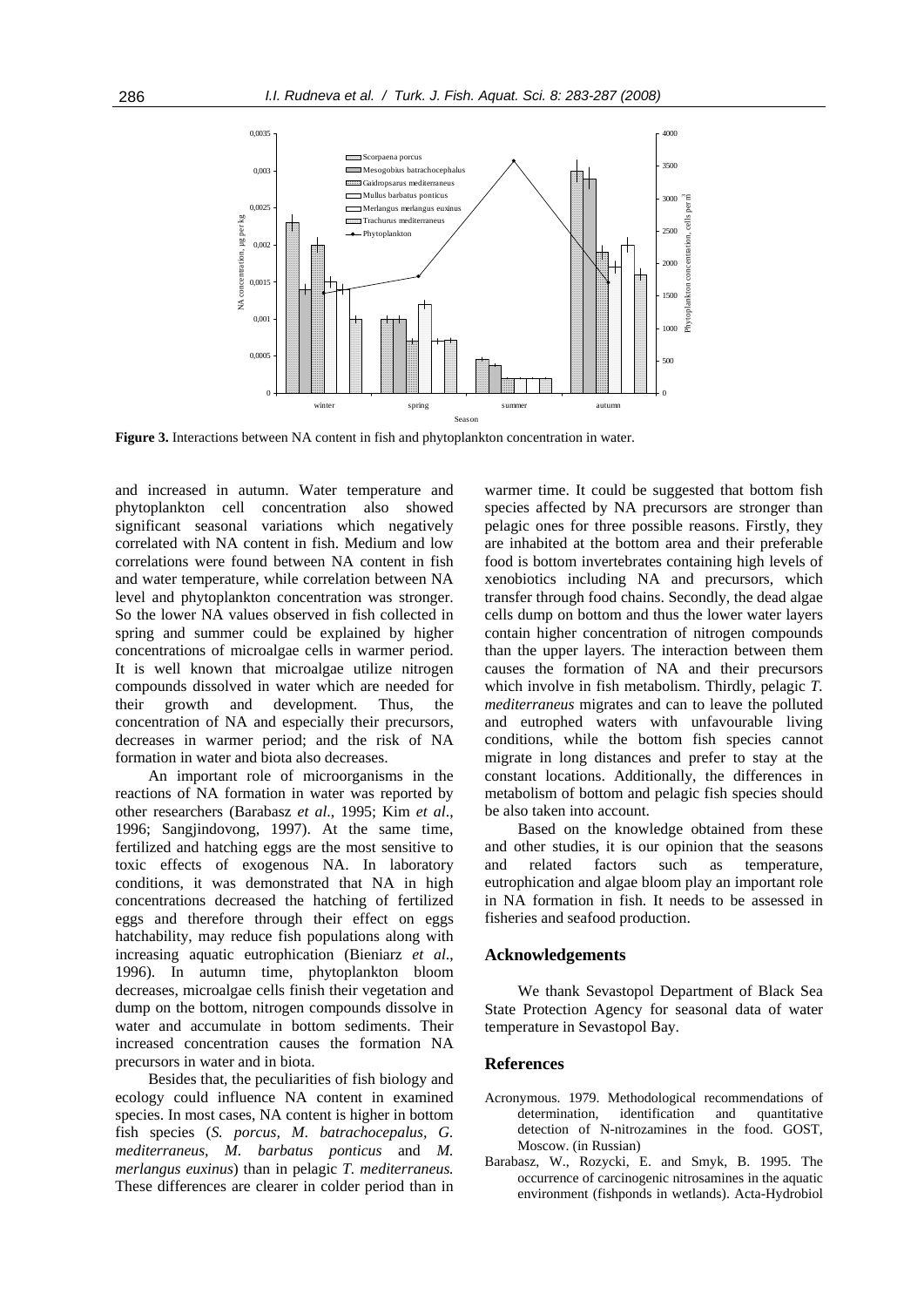**Figure 3.** Interactions between NA content in fish and phytoplankton concentration in water.

and increased in autumn. Water temperature and phytoplankton cell concentration also showed significant seasonal variations which negatively correlated with NA content in fish. Medium and low correlations were found between NA content in fish and water temperature, while correlation between NA level and phytoplankton concentration was stronger. So the lower NA values observed in fish collected in spring and summer could be explained by higher concentrations of microalgae cells in warmer period. It is well known that microalgae utilize nitrogen compounds dissolved in water which are needed for their growth and development. Thus, the concentration of NA and especially their precursors, decreases in warmer period; and the risk of NA formation in water and biota also decreases.

An important role of microorganisms in the reactions of NA formation in water was reported by other researchers (Barabasz *et al*., 1995; Kim *et al*., 1996; Sangjindovong, 1997). At the same time, fertilized and hatching eggs are the most sensitive to toxic effects of exogenous NA. In laboratory conditions, it was demonstrated that NA in high concentrations decreased the hatching of fertilized eggs and therefore through their effect on eggs hatchability, may reduce fish populations along with increasing aquatic eutrophication (Bieniarz *et al*., 1996). In autumn time, phytoplankton bloom decreases, microalgae cells finish their vegetation and dump on the bottom, nitrogen compounds dissolve in water and accumulate in bottom sediments. Their increased concentration causes the formation NA precursors in water and in biota.

Besides that, the peculiarities of fish biology and ecology could influence NA content in examined species. In most cases, NA content is higher in bottom fish species (*S. porcus, M. batrachocepalus, G. mediterraneus, M. barbatus ponticus* and *M. merlangus euxinus*) than in pelagic *T. mediterraneus.* These differences are clearer in colder period than in warmer time. It could be suggested that bottom fish species affected by NA precursors are stronger than pelagic ones for three possible reasons. Firstly, they are inhabited at the bottom area and their preferable food is bottom invertebrates containing high levels of xenobiotics including NA and precursors, which transfer through food chains. Secondly, the dead algae cells dump on bottom and thus the lower water layers contain higher concentration of nitrogen compounds than the upper layers. The interaction between them causes the formation of NA and their precursors which involve in fish metabolism. Thirdly, pelagic *T. mediterraneus* migrates and can to leave the polluted and eutrophed waters with unfavourable living conditions, while the bottom fish species cannot migrate in long distances and prefer to stay at the constant locations. Additionally, the differences in metabolism of bottom and pelagic fish species should be also taken into account.

Based on the knowledge obtained from these and other studies, it is our opinion that the seasons and related factors such as temperature, eutrophication and algae bloom play an important role in NA formation in fish. It needs to be assessed in fisheries and seafood production.

## Acknowledgements

We thank Sevastopol Department of Black Sea State Protection Agency for seasonal data of water temperature in Sevastopol Bay.

## References

Acronymous. 1979. Methodological recommendations of determination, identification and quantitative detection of N-nitrozamines in the food. GOST, Moscow. (in Russian)

Barabasz, W., Rozycki, E. and Smyk, B. 1995. The occurrence of carcinogenic nitrosamines in the aquatic environment (fishponds in wetlands). Acta-Hydrobiol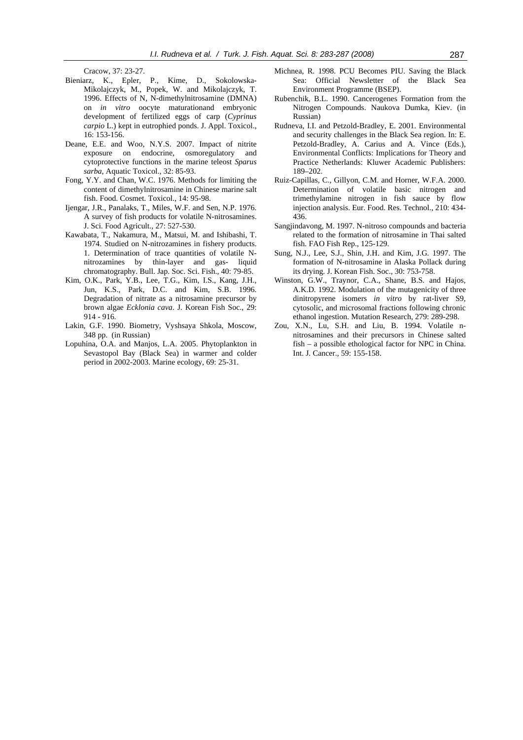Cracow, 37: 23-27.

Bieniarz, K., Epler, P., Kime, D., Sokolowska-Mikolajczyk, M., Popek, W. and Mikolajczyk, T. 1996. Effects of N, N-dimethylnitrosamine (DMNA) on *in vitro* oocyte maturationand embryonic development of fertilized eggs of carp (*Cyprinus carpio* L.) kept in eutrophied ponds. J. Appl. Toxicol., 16: 153-156.

Deane, E.E. and Woo, N.Y.S. 2007. Impact of nitrite exposure on endocrine, osmoregulatory and cytoprotective functions in the marine teleost *Sparus sarba*, Aquatic Toxicol., 32: 85-93.

Fong, Y.Y. and Chan, W.C. 1976. Methods for limiting the content of dimethylnitrosamine in Chinese marine salt fish. Food. Cosmet. Toxicol., 14: 95-98.

Ijengar, J.R., Panalaks, T., Miles, W.F. and Sen, N.P. 1976. A survey of fish products for volatile N-nitrosamines. J. Sci. Food Agricult., 27: 527-530.

Kawabata, T., Nakamura, M., Matsui, M. and Ishibashi, T. 1974. Studied on N-nitrozamines in fishery products. 1. Determination of trace quantities of volatile N-nitrozamines by thin-layer and gas- liquid chromatography. Bull. Jap. Soc. Sci. Fish., 40: 79-85.

Kim, O.K., Park, Y.B., Lee, T.G., Kim, I.S., Kang, J.H., Jun, K.S., Park, D.C. and Kim, S.B. 1996. Degradation of nitrate as a nitrosamine precursor by brown algae *Ecklonia cava*. J. Korean Fish Soc., 29: 914 - 916.

Lakin, G.F. 1990. Biometry, Vyshsaya Shkola, Moscow, 348 pp. (in Russian)

Lopuhina, O.A. and Manjos, L.A. 2005. Phytoplankton in Sevastopol Bay (Black Sea) in warmer and colder period in 2002-2003. Marine ecology, 69: 25-31.

Michnea, R. 1998. PCU Becomes PIU. Saving the Black Sea: Official Newsletter of the Black Sea Environment Programme (BSEP).

Rubenchik, B.L. 1990. Cancerogenes Formation from the Nitrogen Compounds. Naukova Dumka, Kiev. (in Russian)

Rudneva, I.I. and Petzold-Bradley, E. 2001. Environmental and security challenges in the Black Sea region. In: E. Petzold-Bradley, A. Carius and A. Vince (Eds.), Environmental Conflicts: Implications for Theory and Practice Netherlands: Kluwer Academic Publishers: 189–202.

Ruiz-Capillas, C., Gillyon, C.M. and Horner, W.F.A. 2000. Determination of volatile basic nitrogen and trimethylamine nitrogen in fish sauce by flow injection analysis. Eur. Food. Res. Technol., 210: 434-436.

Sangjindavong, M. 1997. N-nitroso compounds and bacteria related to the formation of nitrosamine in Thai salted fish. FAO Fish Rep., 125-129.

Sung, N.J., Lee, S.J., Shin, J.H. and Kim, J.G. 1997. The formation of N-nitrosamine in Alaska Pollack during its drying. J. Korean Fish. Soc., 30: 753-758.

Winston, G.W., Traynor, C.A., Shane, B.S. and Hajos, A.K.D. 1992. Modulation of the mutagenicity of three dinitropyrene isomers *in vitro* by rat-liver S9, cytosolic, and microsomal fractions following chronic ethanol ingestion. Mutation Research, 279: 289-298.

Zou, X.N., Lu, S.H. and Liu, B. 1994. Volatile n-nitrosamines and their precursors in Chinese salted fish – a possible ethological factor for NPC in China. Int. J. Cancer., 59: 155-158.